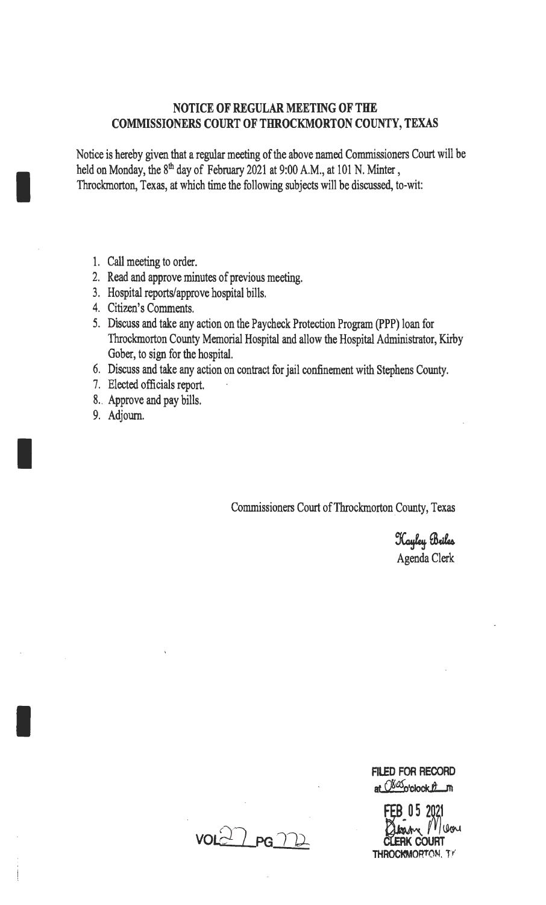## NOTICE OF REGULAR MEETING OF THE COMMISSIONERS COURT OF THROCKMORTON COUNTY, TEXAS

Notice is hereby given that a regular meeting of the above named Commissioners Court will be held on Monday, the 8th day of February 2021 at 9:00 A.M., at 101 N. Minter, Throckmorton, Texas, at which time the following subjects will be discussed, to-wit:

1. Call meeting to order.
2. Read and approve minutes of previous meeting.
3. Hospital reports/approve hospital bills.
4. Citizen's Comments.
5. Discuss and take any action on the Paycheck Protection Program (PPP) loan for Throckmorton County Memorial Hospital and allow the Hospital Administrator, Kirby Gober, to sign for the hospital.
6. Discuss and take any action on contract for jail confinement with Stephens County.
7. Elected officials report.
8. Approve and pay bills.
9. Adjourn.

Commissioners Court of Throckmorton County, Texas

Kayley Briles
Agenda Clerk

FILED FOR RECORD
at 08:05 o'clock A m

FEB 05 2021
Diann Moore
CLERK COURT
THROCKMORTON, TX

VOL 27 PG 772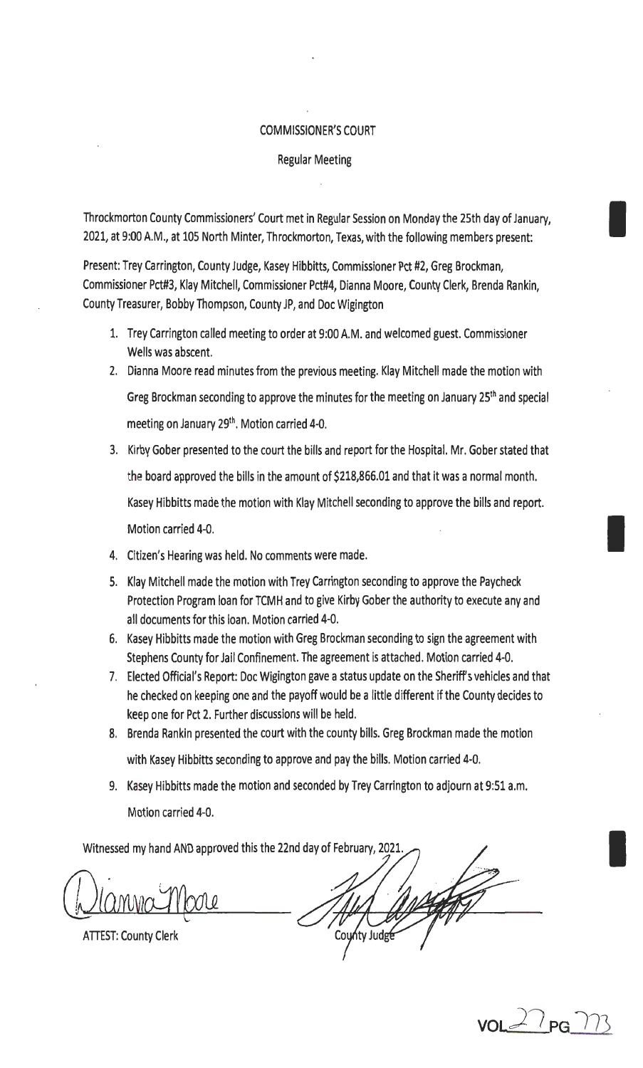COMMISSIONER'S COURT

Regular Meeting

Throckmorton County Commissioners' Court met in Regular Session on Monday the 25th day of January, 2021, at 9:00 A.M., at 105 North Minter, Throckmorton, Texas, with the following members present:

Present: Trey Carrington, County Judge, Kasey Hibbitts, Commissioner Pct #2, Greg Brockman, Commissioner Pct#3, Klay Mitchell, Commissioner Pct#4, Dianna Moore, County Clerk, Brenda Rankin, County Treasurer, Bobby Thompson, County JP, and Doc Wigington

1. Trey Carrington called meeting to order at 9:00 A.M. and welcomed guest. Commissioner Wells was abscent.
2. Dianna Moore read minutes from the previous meeting. Klay Mitchell made the motion with Greg Brockman seconding to approve the minutes for the meeting on January 25th and special meeting on January 29th. Motion carried 4-0.
3. Kirby Gober presented to the court the bills and report for the Hospital. Mr. Gober stated that the board approved the bills in the amount of $218,866.01 and that it was a normal month. Kasey Hibbitts made the motion with Klay Mitchell seconding to approve the bills and report. Motion carried 4-0.
4. Citizen's Hearing was held. No comments were made.
5. Klay Mitchell made the motion with Trey Carrington seconding to approve the Paycheck Protection Program loan for TCMH and to give Kirby Gober the authority to execute any and all documents for this loan. Motion carried 4-0.
6. Kasey Hibbitts made the motion with Greg Brockman seconding to sign the agreement with Stephens County for Jail Confinement. The agreement is attached. Motion carried 4-0.
7. Elected Official's Report: Doc Wigington gave a status update on the Sheriff's vehicles and that he checked on keeping one and the payoff would be a little different if the County decides to keep one for Pct 2. Further discussions will be held.
8. Brenda Rankin presented the court with the county bills. Greg Brockman made the motion with Kasey Hibbitts seconding to approve and pay the bills. Motion carried 4-0.
9. Kasey Hibbitts made the motion and seconded by Trey Carrington to adjourn at 9:51 a.m. Motion carried 4-0.

Witnessed my hand AND approved this the 22nd day of February, 2021.

Dianna Moore

ATTEST: County Clerk

County Judge

VOL 27 PG 773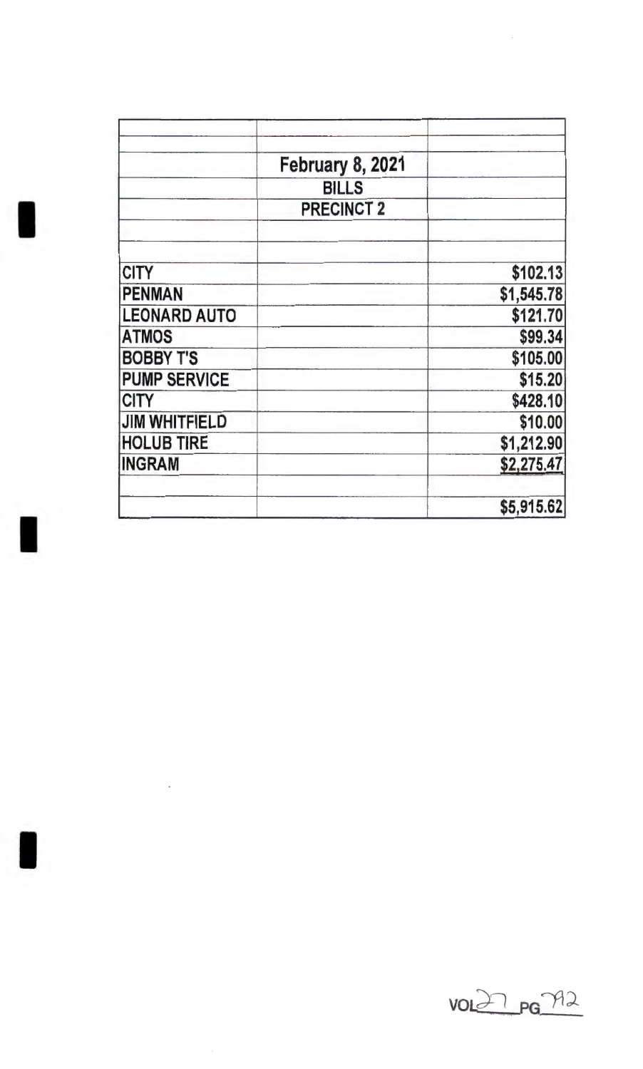| | | |
|---|---|---|
| | **February 8, 2021** | |
| | **BILLS** | |
| | **PRECINCT 2** | |
| **CITY** | | **$102.13** |
| **PENMAN** | | **$1,545.78** |
| **LEONARD AUTO** | | **$121.70** |
| **ATMOS** | | **$99.34** |
| **BOBBY T'S** | | **$105.00** |
| **PUMP SERVICE** | | **$15.20** |
| **CITY** | | **$428.10** |
| **JIM WHITFIELD** | | **$10.00** |
| **HOLUB TIRE** | | **$1,212.90** |
| **INGRAM** | | **$2,275.47** |
| | | **$5,915.62** |

VOL 27 PG 712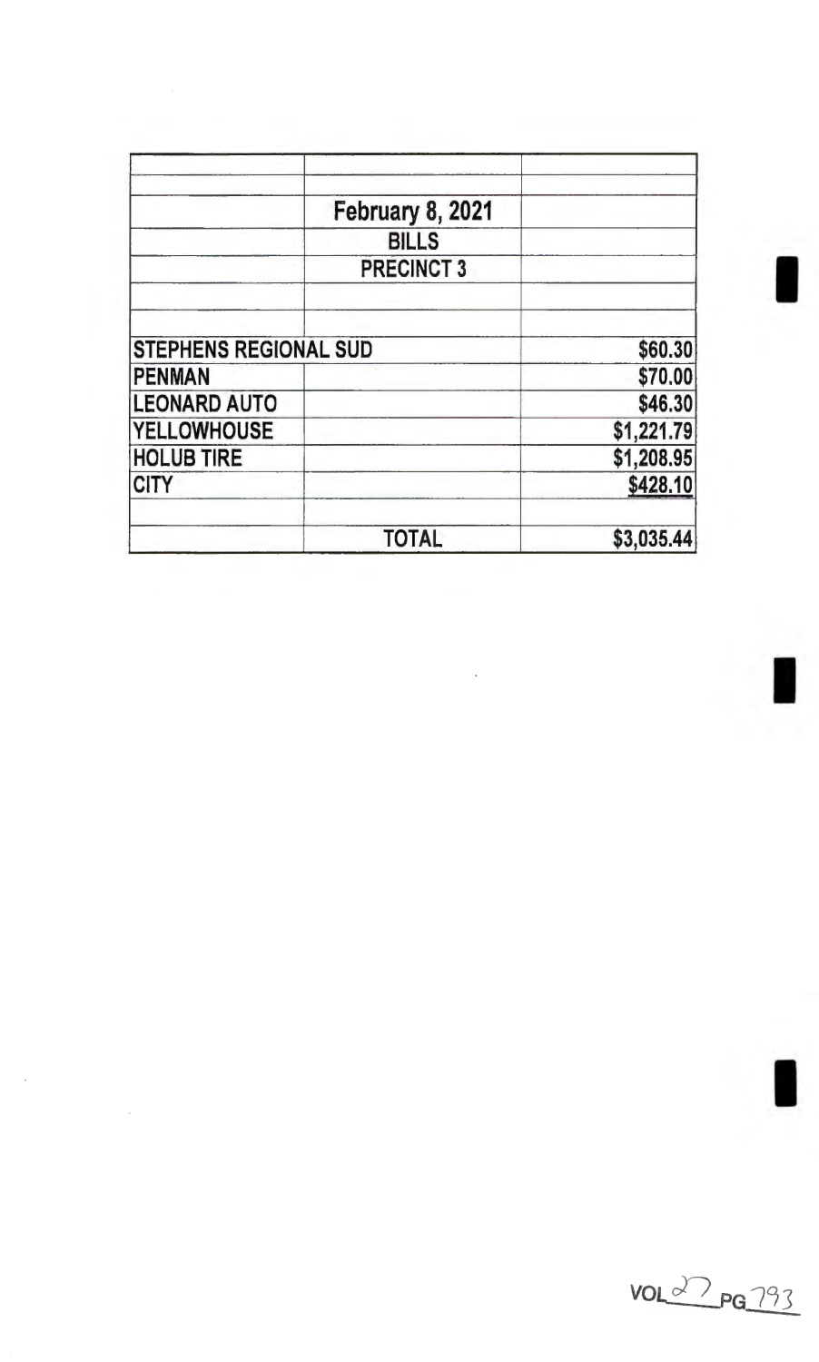| | | |
|---|---|---|
| | **February 8, 2021** | |
| | **BILLS** | |
| | **PRECINCT 3** | |
| | | |
| | | |
| **STEPHENS REGIONAL SUD** | | **$60.30** |
| **PENMAN** | | **$70.00** |
| **LEONARD AUTO** | | **$46.30** |
| **YELLOWHOUSE** | | **$1,221.79** |
| **HOLUB TIRE** | | **$1,208.95** |
| **CITY** | | **$428.10** |
| | | |
| | **TOTAL** | **$3,035.44** |

VOL 27 PG 793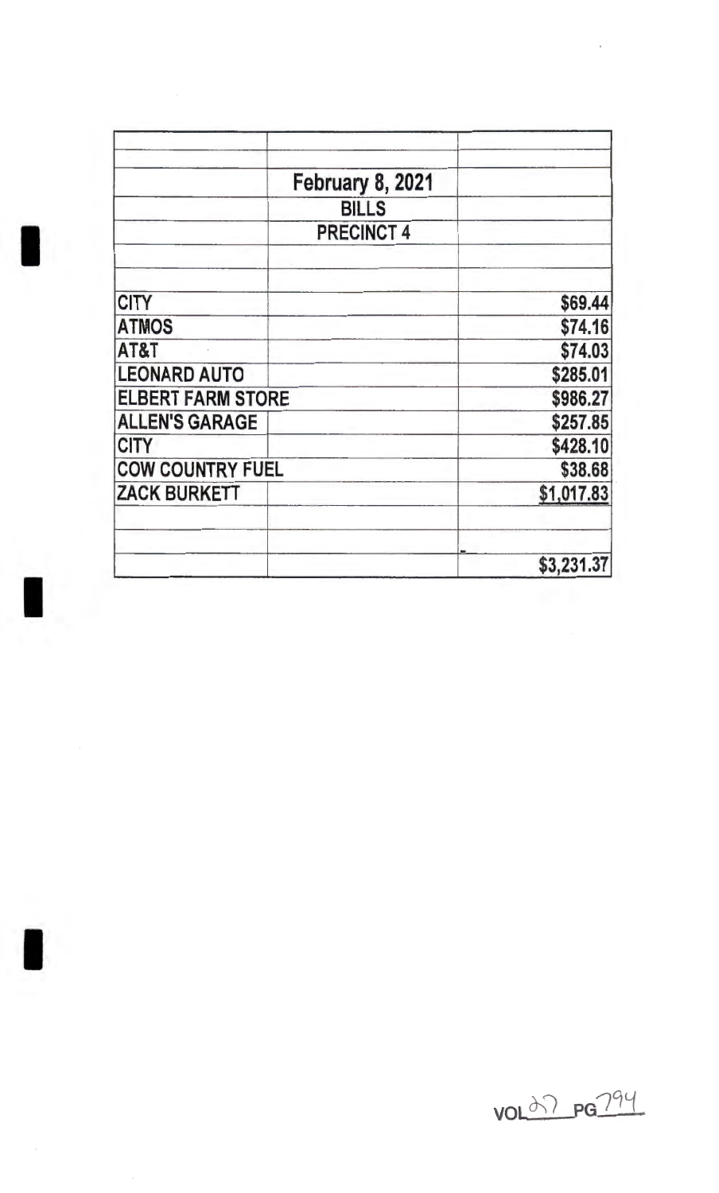| | | |
|---|---|---|
| | **February 8, 2021** | |
| | **BILLS** | |
| | **PRECINCT 4** | |
| | | |
| **CITY** | | **$69.44** |
| **ATMOS** | | **$74.16** |
| **AT&T** | | **$74.03** |
| **LEONARD AUTO** | | **$285.01** |
| **ELBERT FARM STORE** | | **$986.27** |
| **ALLEN'S GARAGE** | | **$257.85** |
| **CITY** | | **$428.10** |
| **COW COUNTRY FUEL** | | **$38.68** |
| **ZACK BURKETT** | | **$1,017.83** |
| | | |
| | | **$3,231.37** |

VOL 27 PG 794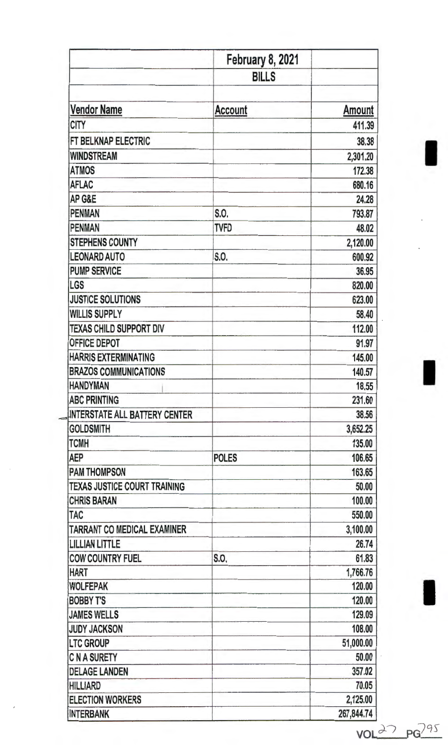| | February 8, 2021 | |
|---|---|---|
| | BILLS | |
| | | |
| **Vendor Name** | **Account** | **Amount** |
| CITY | | 411.39 |
| FT BELKNAP ELECTRIC | | 38.38 |
| WINDSTREAM | | 2,301.20 |
| ATMOS | | 172.38 |
| AFLAC | | 680.16 |
| AP G&E | | 24.28 |
| PENMAN | S.O. | 793.87 |
| PENMAN | TVFD | 48.02 |
| STEPHENS COUNTY | | 2,120.00 |
| LEONARD AUTO | S.O. | 600.92 |
| PUMP SERVICE | | 36.95 |
| LGS | | 820.00 |
| JUSTICE SOLUTIONS | | 623.00 |
| WILLIS SUPPLY | | 58.40 |
| TEXAS CHILD SUPPORT DIV | | 112.00 |
| OFFICE DEPOT | | 91.97 |
| HARRIS EXTERMINATING | | 145.00 |
| BRAZOS COMMUNICATIONS | | 140.57 |
| HANDYMAN | | 18.55 |
| ABC PRINTING | | 231.60 |
| INTERSTATE ALL BATTERY CENTER | | 38.56 |
| GOLDSMITH | | 3,652.25 |
| TCMH | | 135.00 |
| AEP | POLES | 106.65 |
| PAM THOMPSON | | 163.65 |
| TEXAS JUSTICE COURT TRAINING | | 50.00 |
| CHRIS BARAN | | 100.00 |
| TAC | | 550.00 |
| TARRANT CO MEDICAL EXAMINER | | 3,100.00 |
| LILLIAN LITTLE | | 26.74 |
| COW COUNTRY FUEL | S.O. | 61.83 |
| HART | | 1,766.76 |
| WOLFEPAK | | 120.00 |
| BOBBY T'S | | 120.00 |
| JAMES WELLS | | 129.09 |
| JUDY JACKSON | | 108.00 |
| LTC GROUP | | 51,000.00 |
| C N A SURETY | | 50.00 |
| DELAGE LANDEN | | 357.02 |
| HILLIARD | | 70.05 |
| ELECTION WORKERS | | 2,125.00 |
| INTERBANK | | 267,844.74 |

VOL 27 PG 295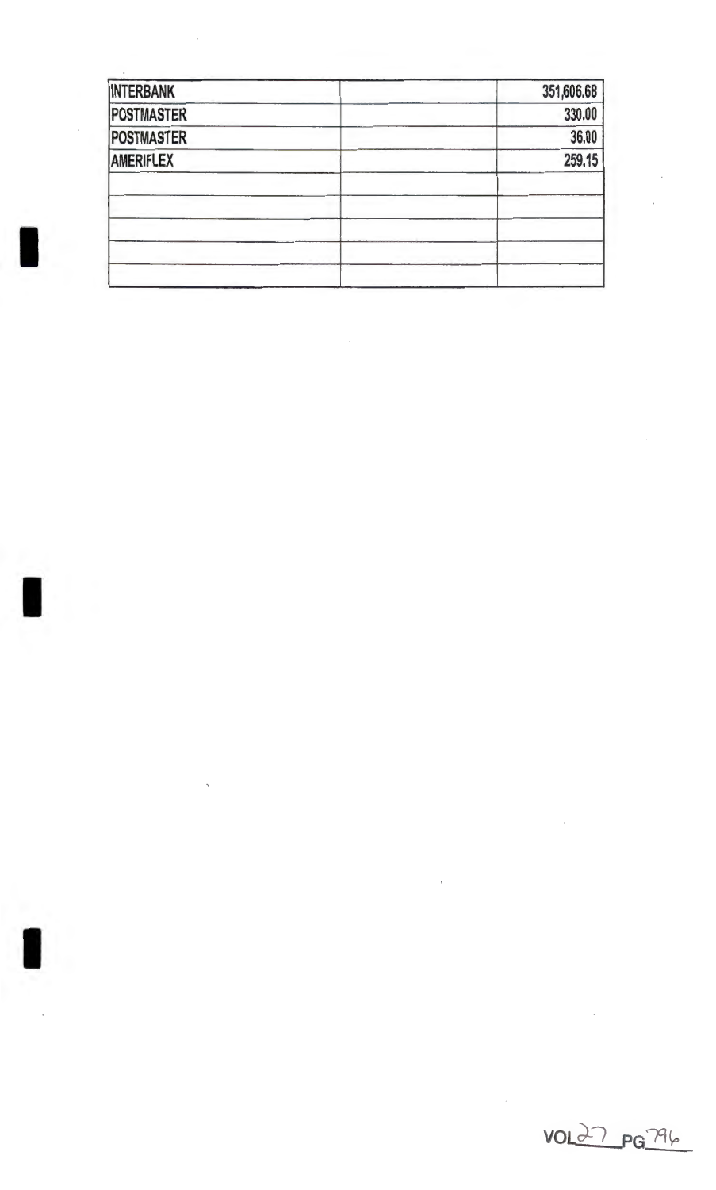| | | |
|---|---|---|
| INTERBANK | | 351,606.68 |
| POSTMASTER | | 330.00 |
| POSTMASTER | | 36.00 |
| AMERIFLEX | | 259.15 |
| | | |
| | | |
| | | |
| | | |
| | | |